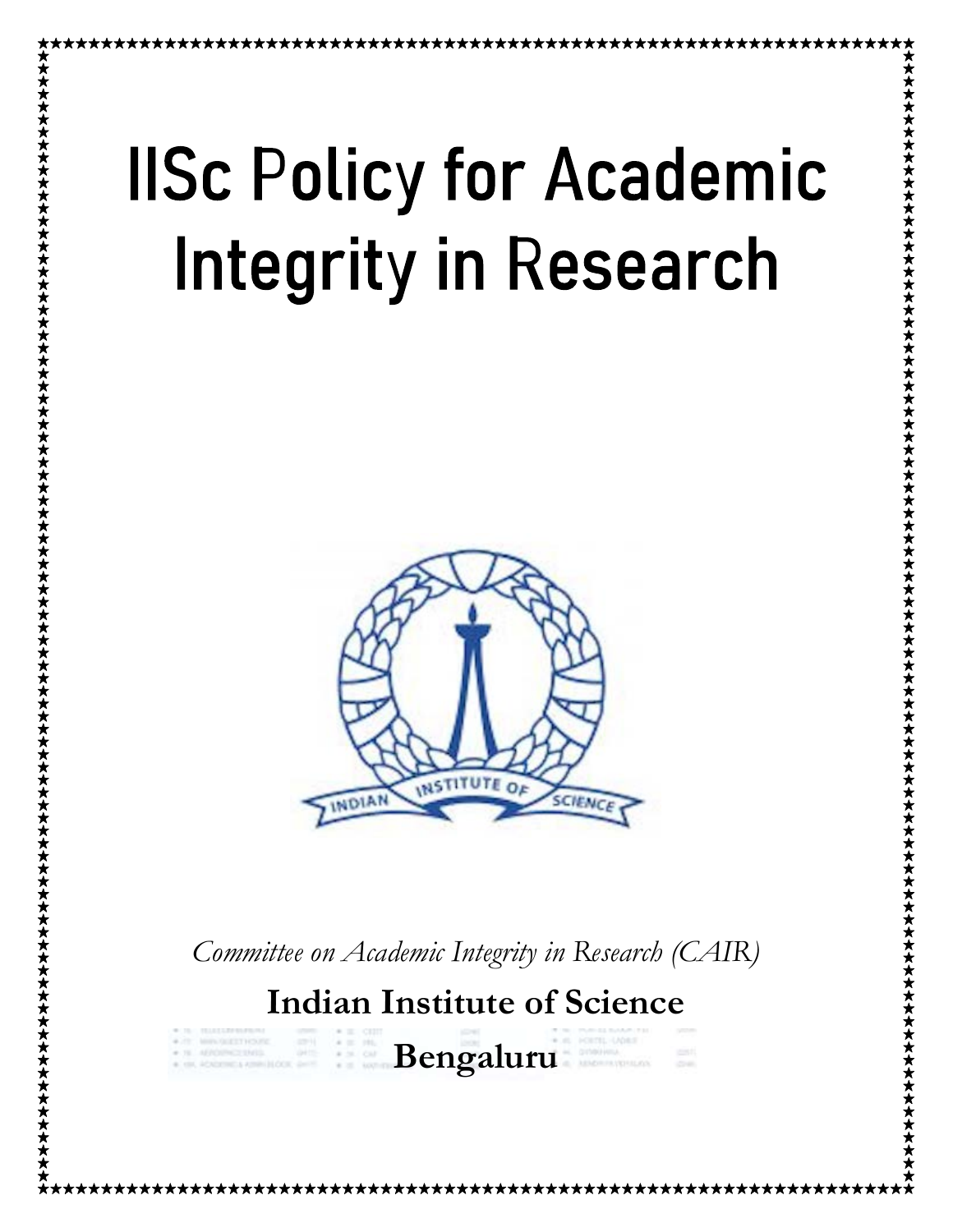# IISc Policy for Academic Integrity in Research

*Committee on Academic Integrity in Research (CAIR)*

**Indian Institute of Science**

**Bengaluru**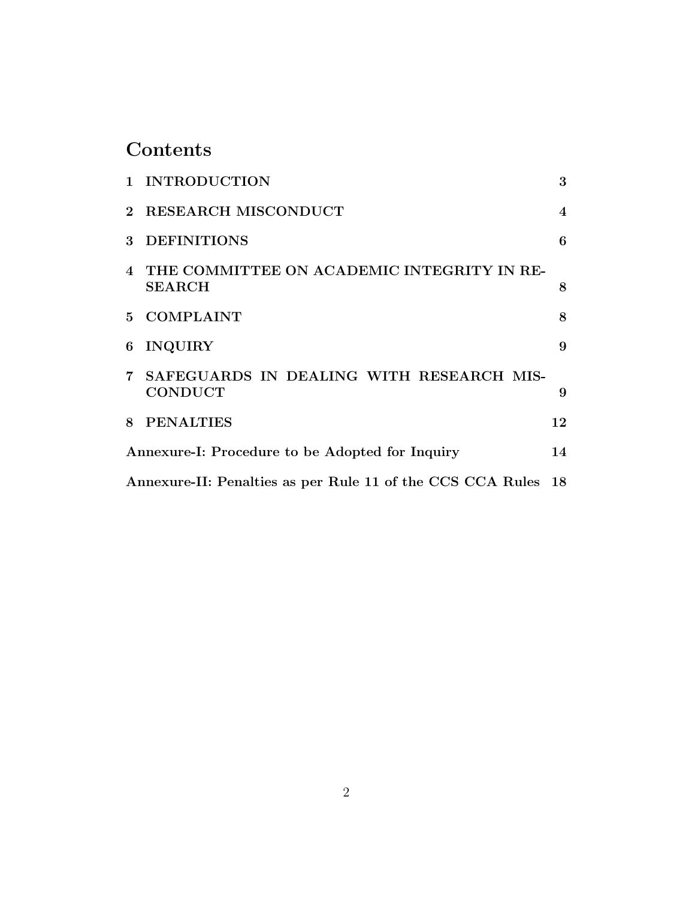# Contents

| | | |
|---|---|---|
| 1 | INTRODUCTION | 3 |
| 2 | RESEARCH MISCONDUCT | 4 |
| 3 | DEFINITIONS | 6 |
| 4 | THE COMMITTEE ON ACADEMIC INTEGRITY IN RESEARCH | 8 |
| 5 | COMPLAINT | 8 |
| 6 | INQUIRY | 9 |
| 7 | SAFEGUARDS IN DEALING WITH RESEARCH MISCONDUCT | 9 |
| 8 | PENALTIES | 12 |
| | Annexure-I: Procedure to be Adopted for Inquiry | 14 |
| | Annexure-II: Penalties as per Rule 11 of the CCS CCA Rules | 18 |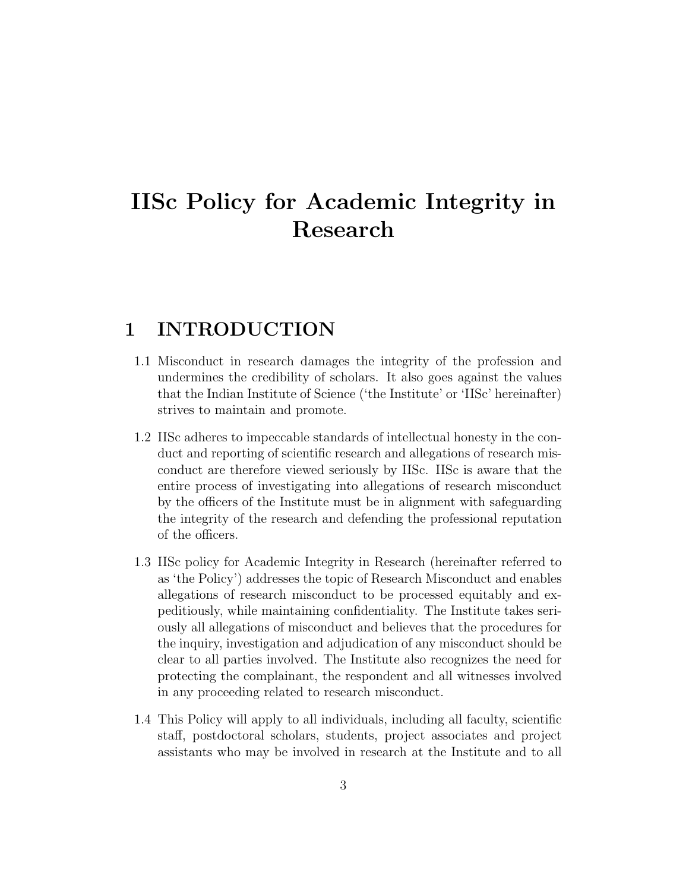# IISc Policy for Academic Integrity in Research

## 1 INTRODUCTION

1.1 Misconduct in research damages the integrity of the profession and undermines the credibility of scholars. It also goes against the values that the Indian Institute of Science ('the Institute' or 'IISc' hereinafter) strives to maintain and promote.

1.2 IISc adheres to impeccable standards of intellectual honesty in the conduct and reporting of scientific research and allegations of research misconduct are therefore viewed seriously by IISc. IISc is aware that the entire process of investigating into allegations of research misconduct by the officers of the Institute must be in alignment with safeguarding the integrity of the research and defending the professional reputation of the officers.

1.3 IISc policy for Academic Integrity in Research (hereinafter referred to as 'the Policy') addresses the topic of Research Misconduct and enables allegations of research misconduct to be processed equitably and expeditiously, while maintaining confidentiality. The Institute takes seriously all allegations of misconduct and believes that the procedures for the inquiry, investigation and adjudication of any misconduct should be clear to all parties involved. The Institute also recognizes the need for protecting the complainant, the respondent and all witnesses involved in any proceeding related to research misconduct.

1.4 This Policy will apply to all individuals, including all faculty, scientific staff, postdoctoral scholars, students, project associates and project assistants who may be involved in research at the Institute and to all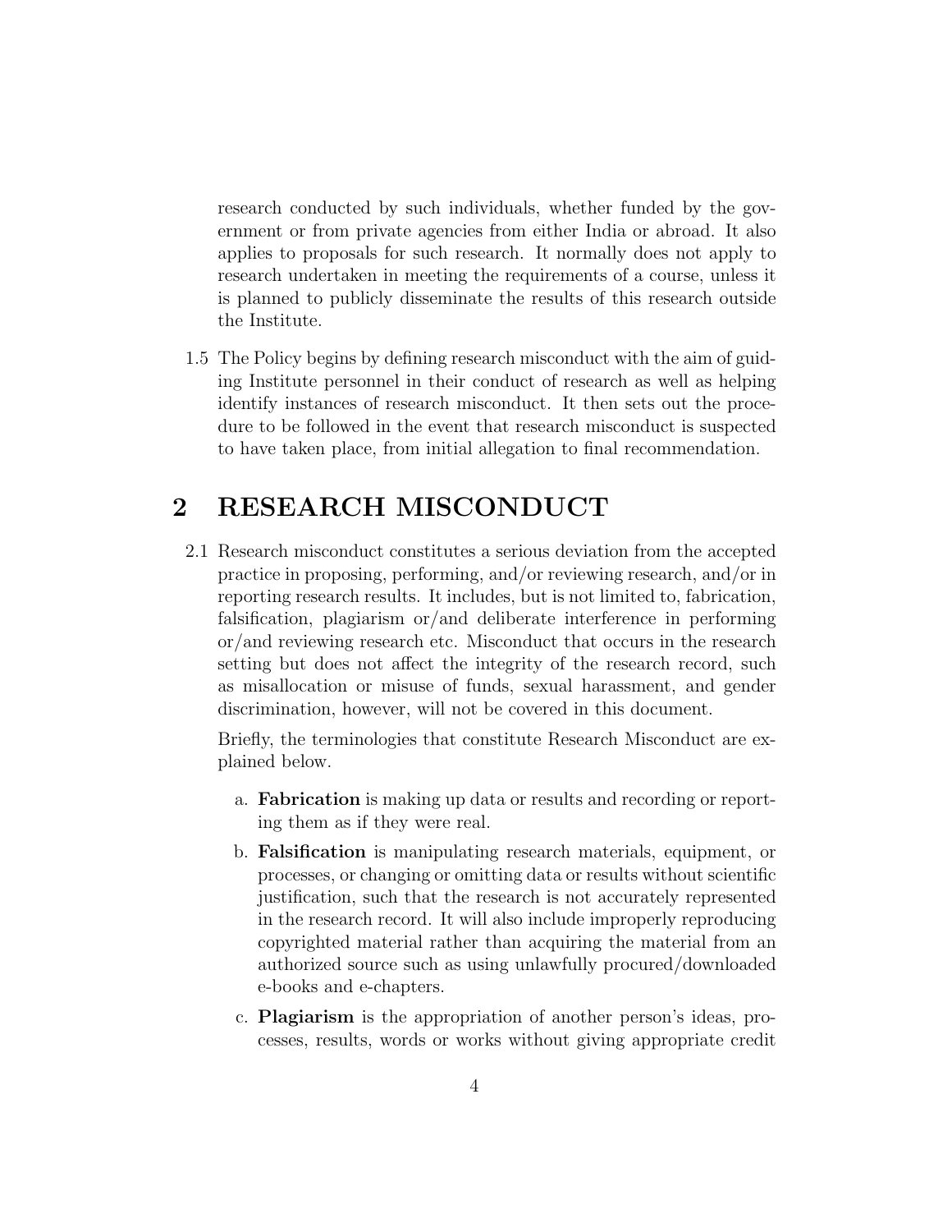research conducted by such individuals, whether funded by the government or from private agencies from either India or abroad. It also applies to proposals for such research. It normally does not apply to research undertaken in meeting the requirements of a course, unless it is planned to publicly disseminate the results of this research outside the Institute.

1.5 The Policy begins by defining research misconduct with the aim of guiding Institute personnel in their conduct of research as well as helping identify instances of research misconduct. It then sets out the procedure to be followed in the event that research misconduct is suspected to have taken place, from initial allegation to final recommendation.

# 2 RESEARCH MISCONDUCT

2.1 Research misconduct constitutes a serious deviation from the accepted practice in proposing, performing, and/or reviewing research, and/or in reporting research results. It includes, but is not limited to, fabrication, falsification, plagiarism or/and deliberate interference in performing or/and reviewing research etc. Misconduct that occurs in the research setting but does not affect the integrity of the research record, such as misallocation or misuse of funds, sexual harassment, and gender discrimination, however, will not be covered in this document.

Briefly, the terminologies that constitute Research Misconduct are explained below.

a. **Fabrication** is making up data or results and recording or reporting them as if they were real.

b. **Falsification** is manipulating research materials, equipment, or processes, or changing or omitting data or results without scientific justification, such that the research is not accurately represented in the research record. It will also include improperly reproducing copyrighted material rather than acquiring the material from an authorized source such as using unlawfully procured/downloaded e-books and e-chapters.

c. **Plagiarism** is the appropriation of another person's ideas, processes, results, words or works without giving appropriate credit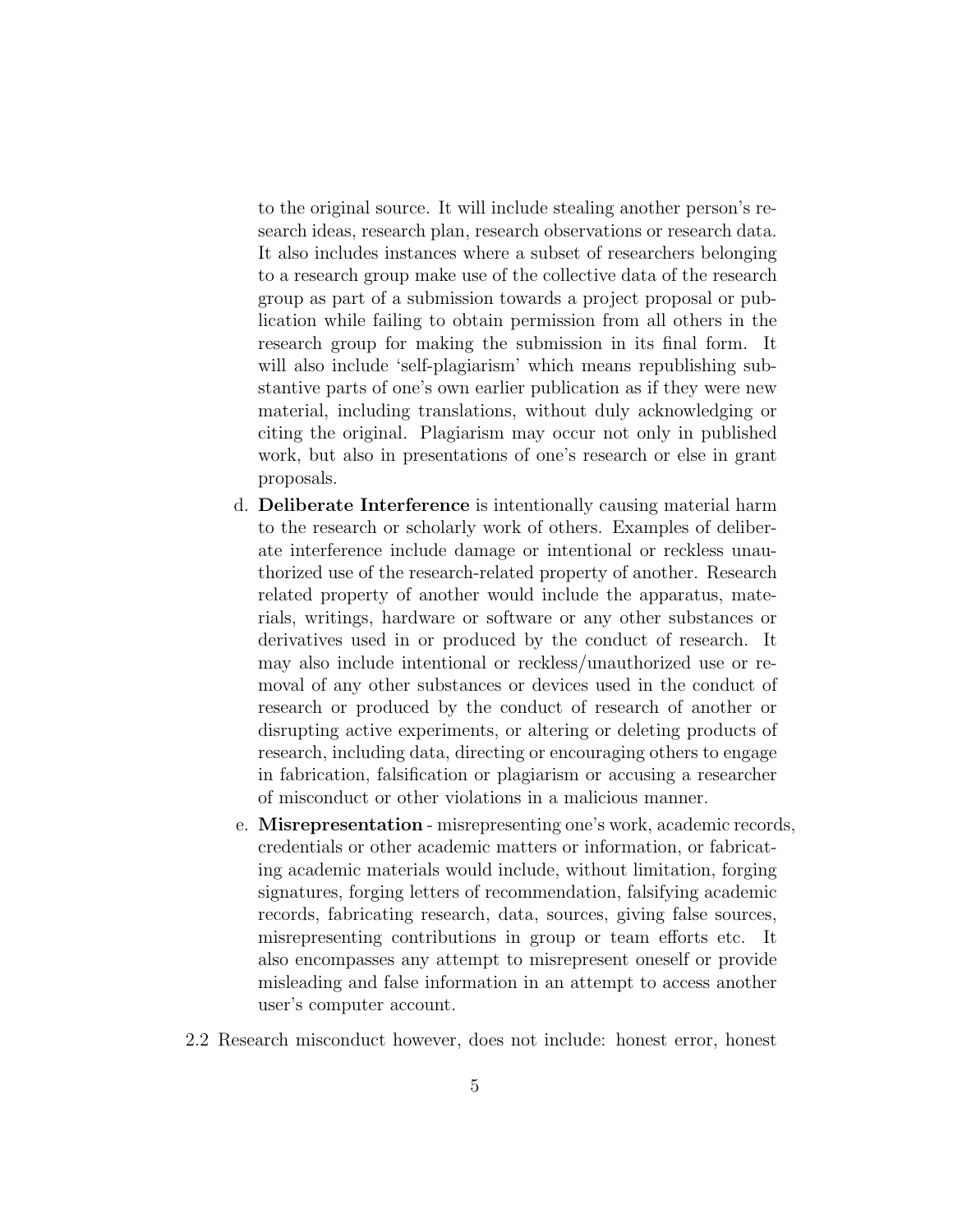to the original source. It will include stealing another person's research ideas, research plan, research observations or research data. It also includes instances where a subset of researchers belonging to a research group make use of the collective data of the research group as part of a submission towards a project proposal or publication while failing to obtain permission from all others in the research group for making the submission in its final form. It will also include 'self-plagiarism' which means republishing substantive parts of one's own earlier publication as if they were new material, including translations, without duly acknowledging or citing the original. Plagiarism may occur not only in published work, but also in presentations of one's research or else in grant proposals.

d. **Deliberate Interference** is intentionally causing material harm to the research or scholarly work of others. Examples of deliberate interference include damage or intentional or reckless unauthorized use of the research-related property of another. Research related property of another would include the apparatus, materials, writings, hardware or software or any other substances or derivatives used in or produced by the conduct of research. It may also include intentional or reckless/unauthorized use or removal of any other substances or devices used in the conduct of research or produced by the conduct of research of another or disrupting active experiments, or altering or deleting products of research, including data, directing or encouraging others to engage in fabrication, falsification or plagiarism or accusing a researcher of misconduct or other violations in a malicious manner.

e. **Misrepresentation** - misrepresenting one's work, academic records, credentials or other academic matters or information, or fabricating academic materials would include, without limitation, forging signatures, forging letters of recommendation, falsifying academic records, fabricating research, data, sources, giving false sources, misrepresenting contributions in group or team efforts etc. It also encompasses any attempt to misrepresent oneself or provide misleading and false information in an attempt to access another user's computer account.

2.2 Research misconduct however, does not include: honest error, honest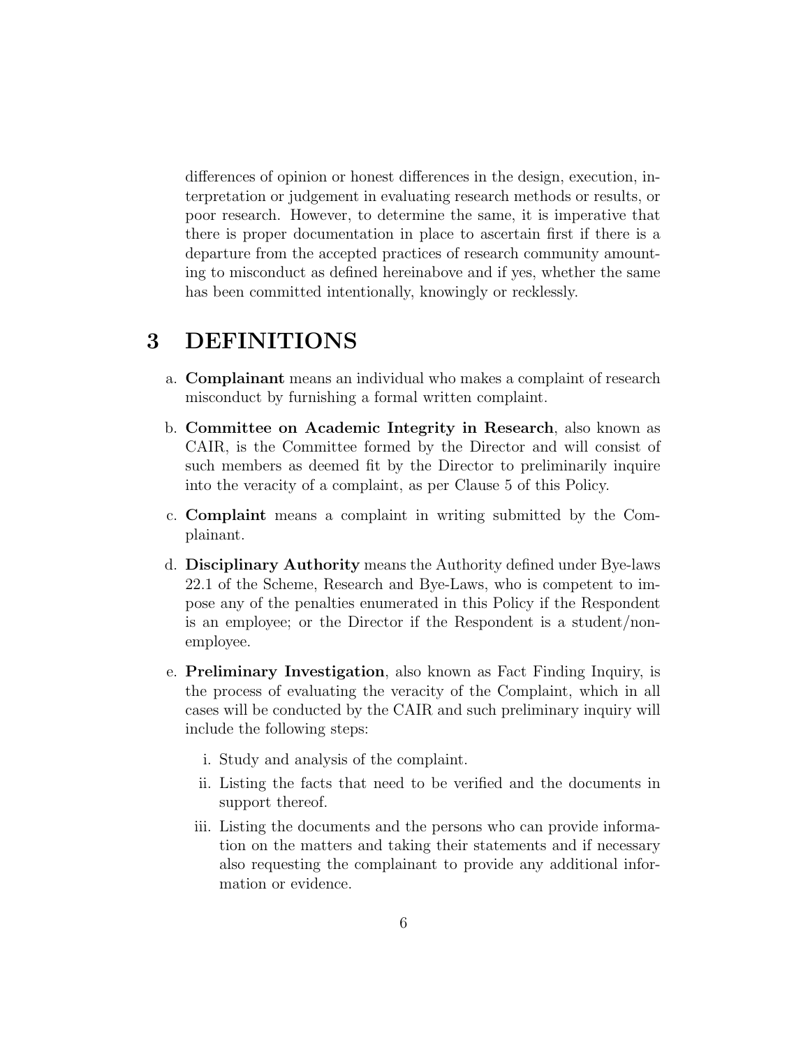differences of opinion or honest differences in the design, execution, interpretation or judgement in evaluating research methods or results, or poor research. However, to determine the same, it is imperative that there is proper documentation in place to ascertain first if there is a departure from the accepted practices of research community amounting to misconduct as defined hereinabove and if yes, whether the same has been committed intentionally, knowingly or recklessly.

# 3 DEFINITIONS

a. **Complainant** means an individual who makes a complaint of research misconduct by furnishing a formal written complaint.

b. **Committee on Academic Integrity in Research**, also known as CAIR, is the Committee formed by the Director and will consist of such members as deemed fit by the Director to preliminarily inquire into the veracity of a complaint, as per Clause 5 of this Policy.

c. **Complaint** means a complaint in writing submitted by the Complainant.

d. **Disciplinary Authority** means the Authority defined under Bye-laws 22.1 of the Scheme, Research and Bye-Laws, who is competent to impose any of the penalties enumerated in this Policy if the Respondent is an employee; or the Director if the Respondent is a student/non-employee.

e. **Preliminary Investigation**, also known as Fact Finding Inquiry, is the process of evaluating the veracity of the Complaint, which in all cases will be conducted by the CAIR and such preliminary inquiry will include the following steps:

   i. Study and analysis of the complaint.

   ii. Listing the facts that need to be verified and the documents in support thereof.

   iii. Listing the documents and the persons who can provide information on the matters and taking their statements and if necessary also requesting the complainant to provide any additional information or evidence.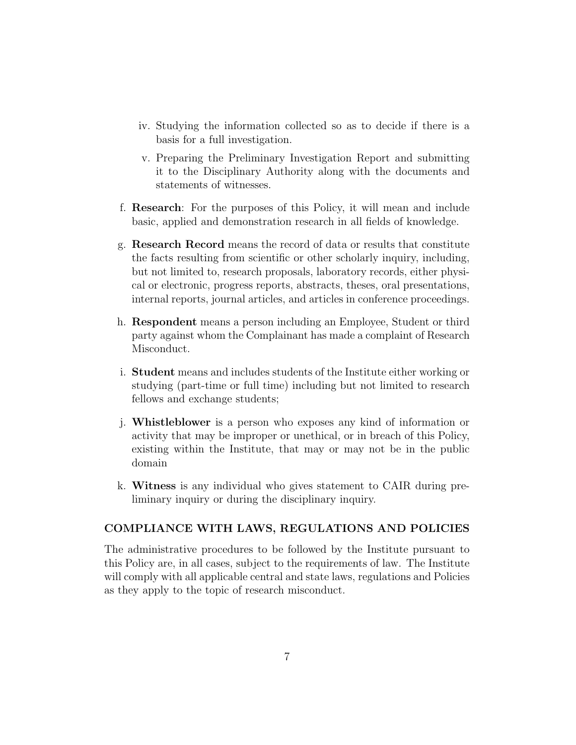iv. Studying the information collected so as to decide if there is a basis for a full investigation.

    v. Preparing the Preliminary Investigation Report and submitting it to the Disciplinary Authority along with the documents and statements of witnesses.

f. **Research**: For the purposes of this Policy, it will mean and include basic, applied and demonstration research in all fields of knowledge.

g. **Research Record** means the record of data or results that constitute the facts resulting from scientific or other scholarly inquiry, including, but not limited to, research proposals, laboratory records, either physical or electronic, progress reports, abstracts, theses, oral presentations, internal reports, journal articles, and articles in conference proceedings.

h. **Respondent** means a person including an Employee, Student or third party against whom the Complainant has made a complaint of Research Misconduct.

i. **Student** means and includes students of the Institute either working or studying (part-time or full time) including but not limited to research fellows and exchange students;

j. **Whistleblower** is a person who exposes any kind of information or activity that may be improper or unethical, or in breach of this Policy, existing within the Institute, that may or may not be in the public domain

k. **Witness** is any individual who gives statement to CAIR during preliminary inquiry or during the disciplinary inquiry.

## COMPLIANCE WITH LAWS, REGULATIONS AND POLICIES

The administrative procedures to be followed by the Institute pursuant to this Policy are, in all cases, subject to the requirements of law. The Institute will comply with all applicable central and state laws, regulations and Policies as they apply to the topic of research misconduct.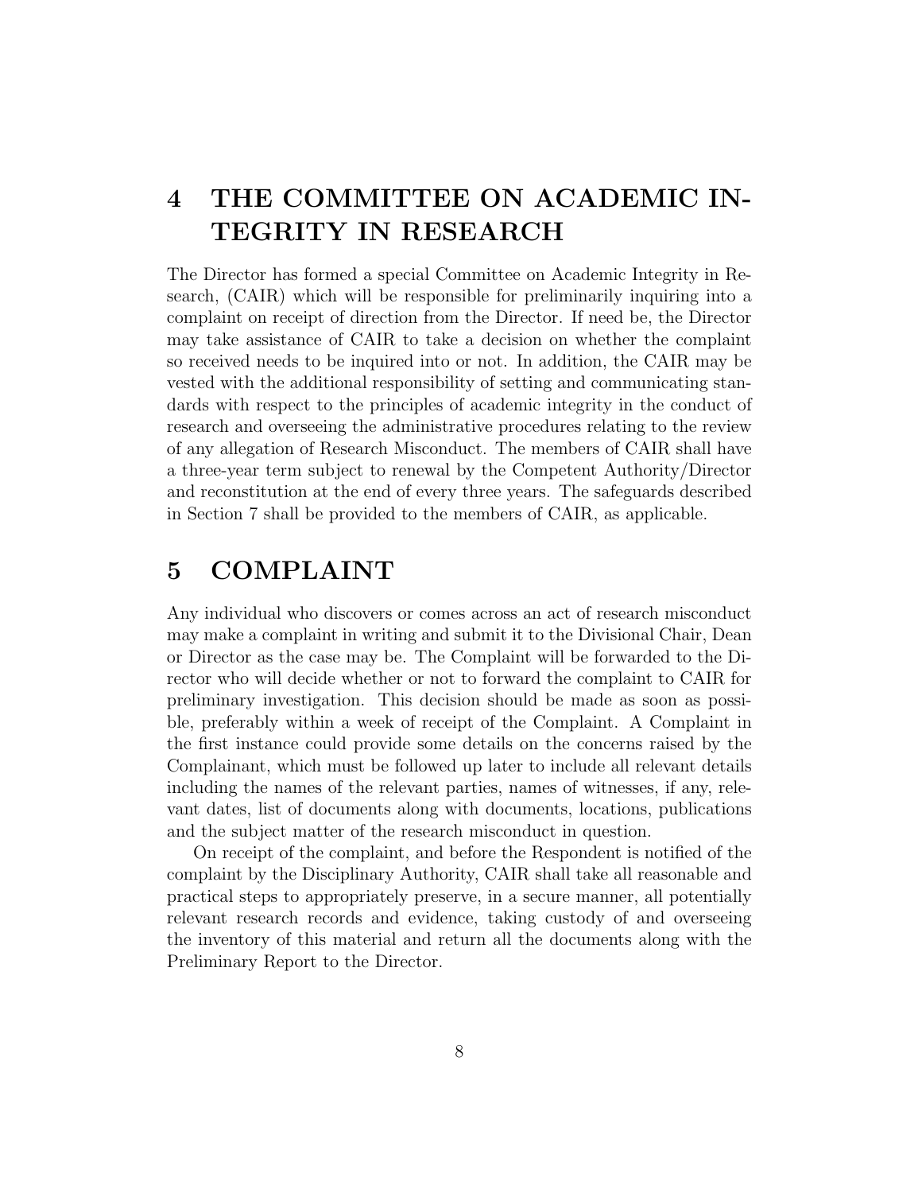# 4 THE COMMITTEE ON ACADEMIC INTEGRITY IN RESEARCH

The Director has formed a special Committee on Academic Integrity in Research, (CAIR) which will be responsible for preliminarily inquiring into a complaint on receipt of direction from the Director. If need be, the Director may take assistance of CAIR to take a decision on whether the complaint so received needs to be inquired into or not. In addition, the CAIR may be vested with the additional responsibility of setting and communicating standards with respect to the principles of academic integrity in the conduct of research and overseeing the administrative procedures relating to the review of any allegation of Research Misconduct. The members of CAIR shall have a three-year term subject to renewal by the Competent Authority/Director and reconstitution at the end of every three years. The safeguards described in Section 7 shall be provided to the members of CAIR, as applicable.

# 5 COMPLAINT

Any individual who discovers or comes across an act of research misconduct may make a complaint in writing and submit it to the Divisional Chair, Dean or Director as the case may be. The Complaint will be forwarded to the Director who will decide whether or not to forward the complaint to CAIR for preliminary investigation. This decision should be made as soon as possible, preferably within a week of receipt of the Complaint. A Complaint in the first instance could provide some details on the concerns raised by the Complainant, which must be followed up later to include all relevant details including the names of the relevant parties, names of witnesses, if any, relevant dates, list of documents along with documents, locations, publications and the subject matter of the research misconduct in question.

On receipt of the complaint, and before the Respondent is notified of the complaint by the Disciplinary Authority, CAIR shall take all reasonable and practical steps to appropriately preserve, in a secure manner, all potentially relevant research records and evidence, taking custody of and overseeing the inventory of this material and return all the documents along with the Preliminary Report to the Director.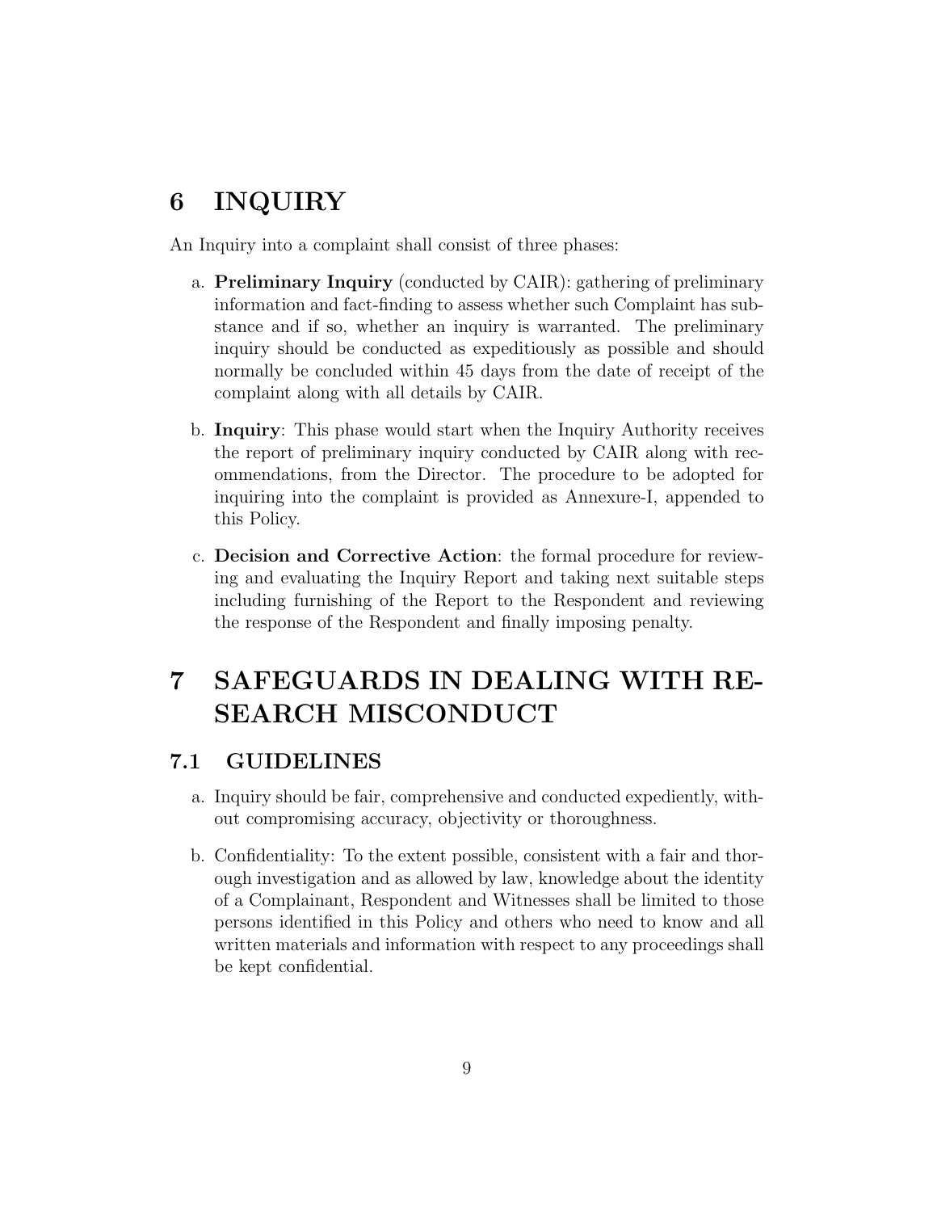# 6 INQUIRY

An Inquiry into a complaint shall consist of three phases:

a. **Preliminary Inquiry** (conducted by CAIR): gathering of preliminary information and fact-finding to assess whether such Complaint has substance and if so, whether an inquiry is warranted. The preliminary inquiry should be conducted as expeditiously as possible and should normally be concluded within 45 days from the date of receipt of the complaint along with all details by CAIR.

b. **Inquiry**: This phase would start when the Inquiry Authority receives the report of preliminary inquiry conducted by CAIR along with recommendations, from the Director. The procedure to be adopted for inquiring into the complaint is provided as Annexure-I, appended to this Policy.

c. **Decision and Corrective Action**: the formal procedure for reviewing and evaluating the Inquiry Report and taking next suitable steps including furnishing of the Report to the Respondent and reviewing the response of the Respondent and finally imposing penalty.

# 7 SAFEGUARDS IN DEALING WITH RESEARCH MISCONDUCT

## 7.1 GUIDELINES

a. Inquiry should be fair, comprehensive and conducted expediently, without compromising accuracy, objectivity or thoroughness.

b. Confidentiality: To the extent possible, consistent with a fair and thorough investigation and as allowed by law, knowledge about the identity of a Complainant, Respondent and Witnesses shall be limited to those persons identified in this Policy and others who need to know and all written materials and information with respect to any proceedings shall be kept confidential.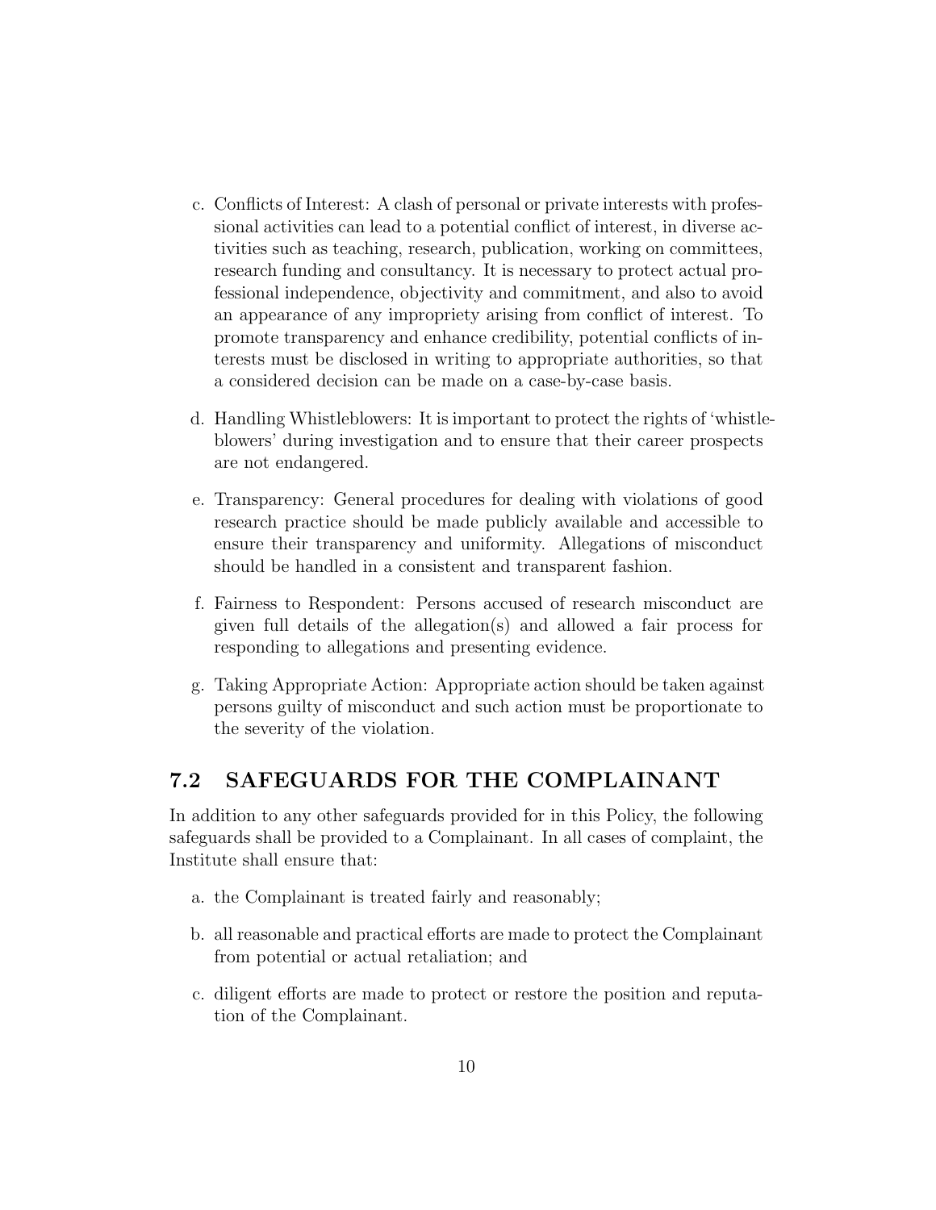c. Conflicts of Interest: A clash of personal or private interests with professional activities can lead to a potential conflict of interest, in diverse activities such as teaching, research, publication, working on committees, research funding and consultancy. It is necessary to protect actual professional independence, objectivity and commitment, and also to avoid an appearance of any impropriety arising from conflict of interest. To promote transparency and enhance credibility, potential conflicts of interests must be disclosed in writing to appropriate authorities, so that a considered decision can be made on a case-by-case basis.

d. Handling Whistleblowers: It is important to protect the rights of 'whistleblowers' during investigation and to ensure that their career prospects are not endangered.

e. Transparency: General procedures for dealing with violations of good research practice should be made publicly available and accessible to ensure their transparency and uniformity. Allegations of misconduct should be handled in a consistent and transparent fashion.

f. Fairness to Respondent: Persons accused of research misconduct are given full details of the allegation(s) and allowed a fair process for responding to allegations and presenting evidence.

g. Taking Appropriate Action: Appropriate action should be taken against persons guilty of misconduct and such action must be proportionate to the severity of the violation.

## 7.2 SAFEGUARDS FOR THE COMPLAINANT

In addition to any other safeguards provided for in this Policy, the following safeguards shall be provided to a Complainant. In all cases of complaint, the Institute shall ensure that:

a. the Complainant is treated fairly and reasonably;

b. all reasonable and practical efforts are made to protect the Complainant from potential or actual retaliation; and

c. diligent efforts are made to protect or restore the position and reputation of the Complainant.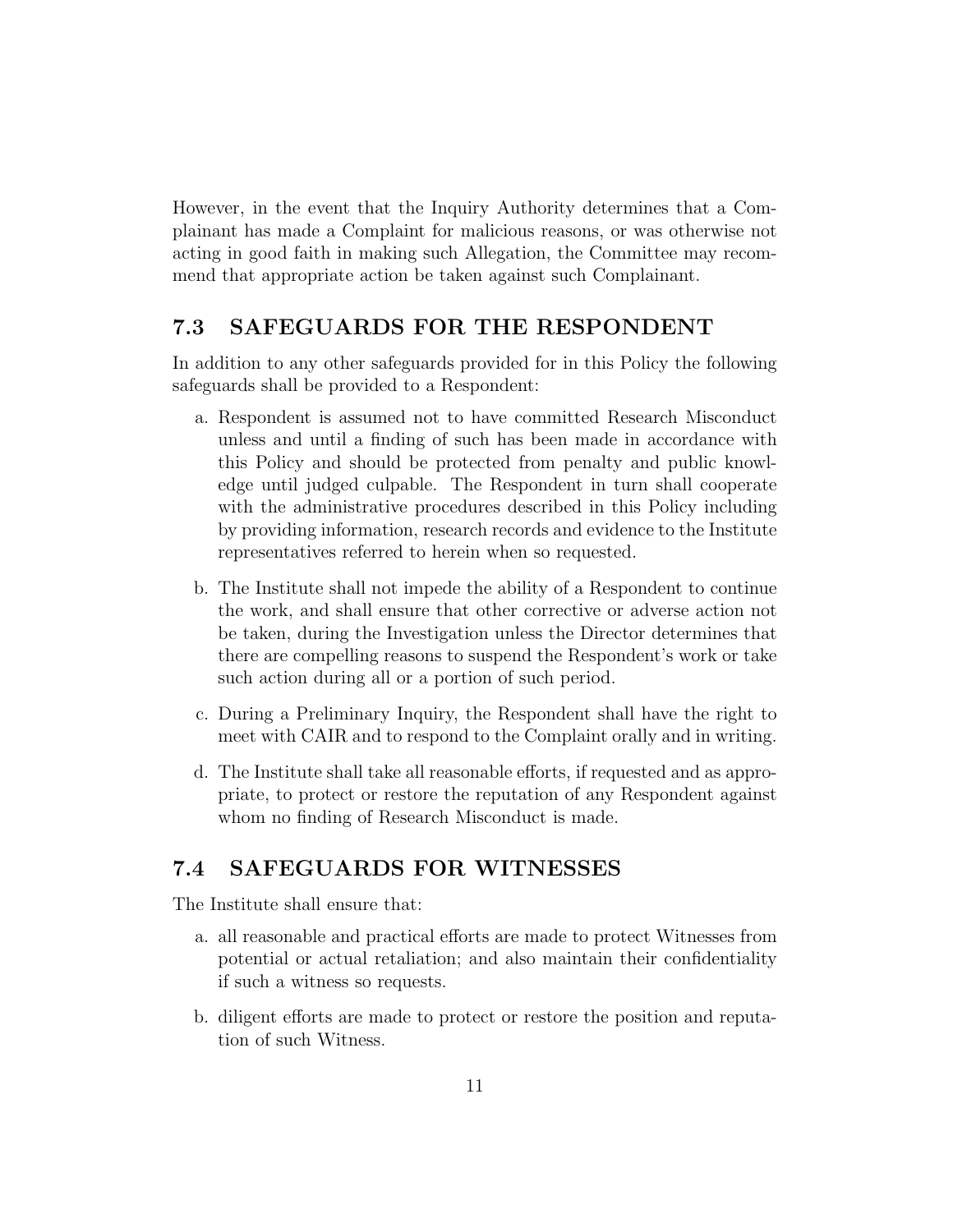However, in the event that the Inquiry Authority determines that a Complainant has made a Complaint for malicious reasons, or was otherwise not acting in good faith in making such Allegation, the Committee may recommend that appropriate action be taken against such Complainant.

## 7.3 SAFEGUARDS FOR THE RESPONDENT

In addition to any other safeguards provided for in this Policy the following safeguards shall be provided to a Respondent:

a. Respondent is assumed not to have committed Research Misconduct unless and until a finding of such has been made in accordance with this Policy and should be protected from penalty and public knowledge until judged culpable. The Respondent in turn shall cooperate with the administrative procedures described in this Policy including by providing information, research records and evidence to the Institute representatives referred to herein when so requested.

b. The Institute shall not impede the ability of a Respondent to continue the work, and shall ensure that other corrective or adverse action not be taken, during the Investigation unless the Director determines that there are compelling reasons to suspend the Respondent's work or take such action during all or a portion of such period.

c. During a Preliminary Inquiry, the Respondent shall have the right to meet with CAIR and to respond to the Complaint orally and in writing.

d. The Institute shall take all reasonable efforts, if requested and as appropriate, to protect or restore the reputation of any Respondent against whom no finding of Research Misconduct is made.

## 7.4 SAFEGUARDS FOR WITNESSES

The Institute shall ensure that:

a. all reasonable and practical efforts are made to protect Witnesses from potential or actual retaliation; and also maintain their confidentiality if such a witness so requests.

b. diligent efforts are made to protect or restore the position and reputation of such Witness.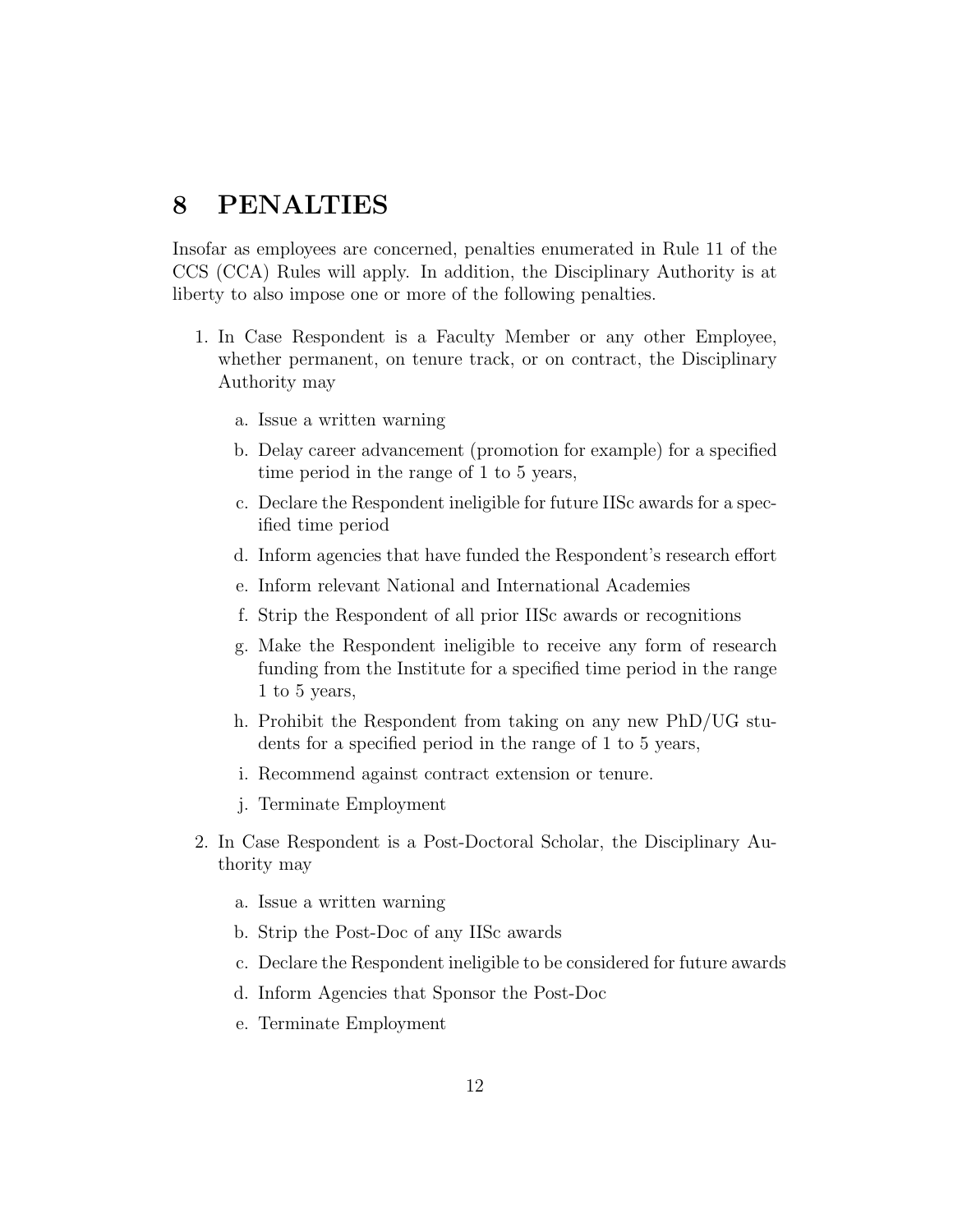# 8 PENALTIES

Insofar as employees are concerned, penalties enumerated in Rule 11 of the CCS (CCA) Rules will apply. In addition, the Disciplinary Authority is at liberty to also impose one or more of the following penalties.

1. In Case Respondent is a Faculty Member or any other Employee, whether permanent, on tenure track, or on contract, the Disciplinary Authority may

   a. Issue a written warning

   b. Delay career advancement (promotion for example) for a specified time period in the range of 1 to 5 years,

   c. Declare the Respondent ineligible for future IISc awards for a specified time period

   d. Inform agencies that have funded the Respondent's research effort

   e. Inform relevant National and International Academies

   f. Strip the Respondent of all prior IISc awards or recognitions

   g. Make the Respondent ineligible to receive any form of research funding from the Institute for a specified time period in the range 1 to 5 years,

   h. Prohibit the Respondent from taking on any new PhD/UG students for a specified period in the range of 1 to 5 years,

   i. Recommend against contract extension or tenure.

   j. Terminate Employment

2. In Case Respondent is a Post-Doctoral Scholar, the Disciplinary Authority may

   a. Issue a written warning

   b. Strip the Post-Doc of any IISc awards

   c. Declare the Respondent ineligible to be considered for future awards

   d. Inform Agencies that Sponsor the Post-Doc

   e. Terminate Employment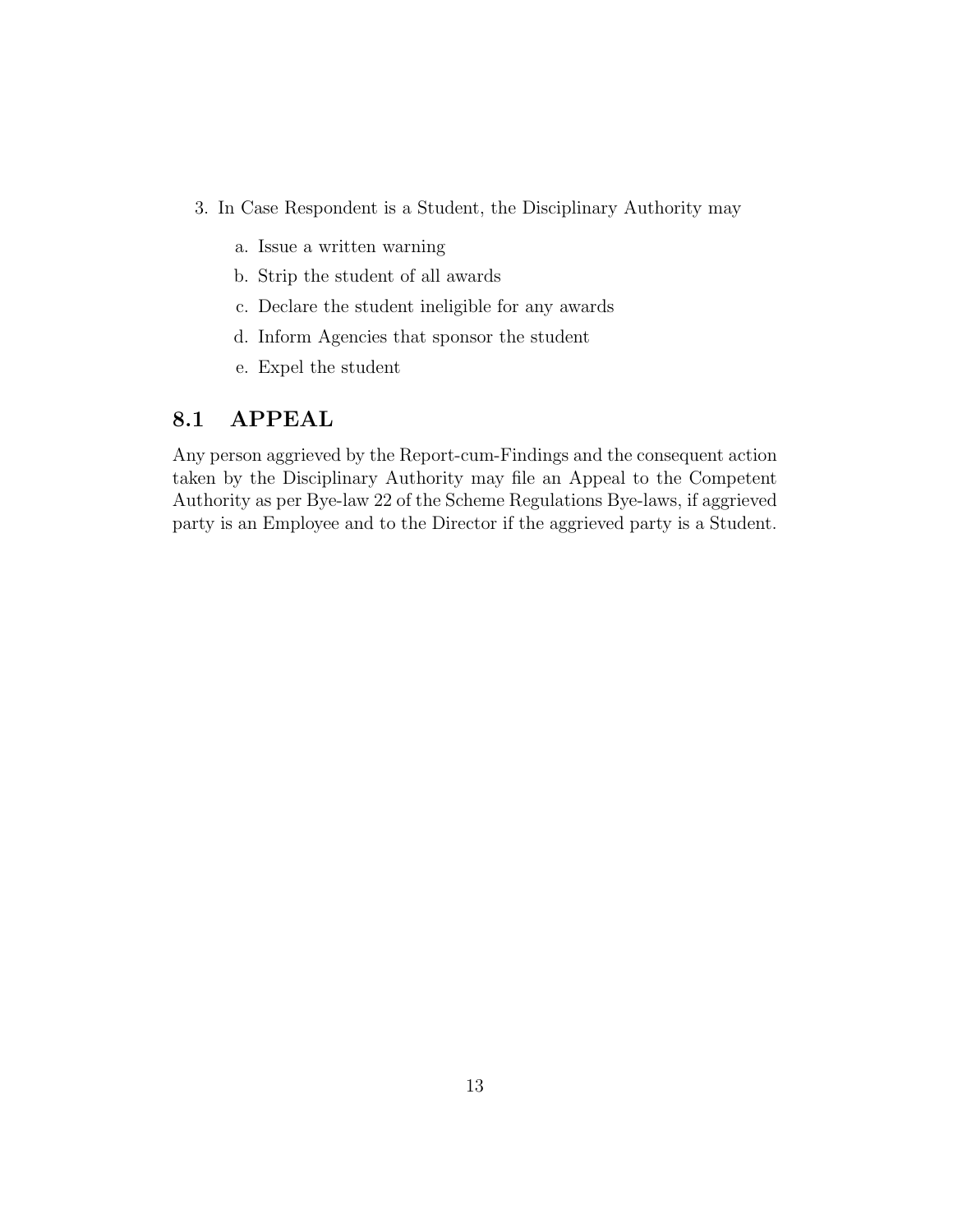3. In Case Respondent is a Student, the Disciplinary Authority may

    a. Issue a written warning
    b. Strip the student of all awards
    c. Declare the student ineligible for any awards
    d. Inform Agencies that sponsor the student
    e. Expel the student

## 8.1 APPEAL

Any person aggrieved by the Report-cum-Findings and the consequent action taken by the Disciplinary Authority may file an Appeal to the Competent Authority as per Bye-law 22 of the Scheme Regulations Bye-laws, if aggrieved party is an Employee and to the Director if the aggrieved party is a Student.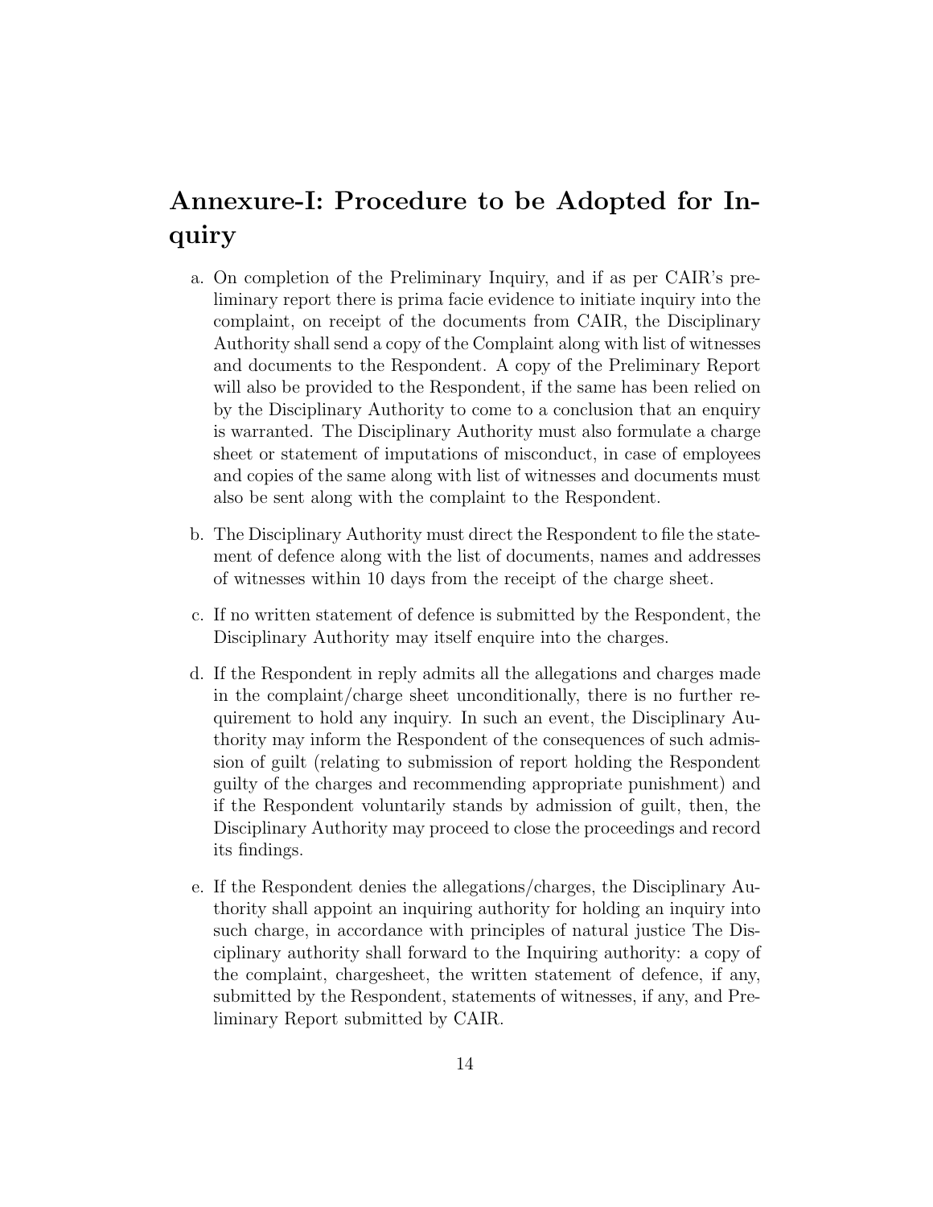## Annexure-I: Procedure to be Adopted for Inquiry

a. On completion of the Preliminary Inquiry, and if as per CAIR's preliminary report there is prima facie evidence to initiate inquiry into the complaint, on receipt of the documents from CAIR, the Disciplinary Authority shall send a copy of the Complaint along with list of witnesses and documents to the Respondent. A copy of the Preliminary Report will also be provided to the Respondent, if the same has been relied on by the Disciplinary Authority to come to a conclusion that an enquiry is warranted. The Disciplinary Authority must also formulate a charge sheet or statement of imputations of misconduct, in case of employees and copies of the same along with list of witnesses and documents must also be sent along with the complaint to the Respondent.

b. The Disciplinary Authority must direct the Respondent to file the statement of defence along with the list of documents, names and addresses of witnesses within 10 days from the receipt of the charge sheet.

c. If no written statement of defence is submitted by the Respondent, the Disciplinary Authority may itself enquire into the charges.

d. If the Respondent in reply admits all the allegations and charges made in the complaint/charge sheet unconditionally, there is no further requirement to hold any inquiry. In such an event, the Disciplinary Authority may inform the Respondent of the consequences of such admission of guilt (relating to submission of report holding the Respondent guilty of the charges and recommending appropriate punishment) and if the Respondent voluntarily stands by admission of guilt, then, the Disciplinary Authority may proceed to close the proceedings and record its findings.

e. If the Respondent denies the allegations/charges, the Disciplinary Authority shall appoint an inquiring authority for holding an inquiry into such charge, in accordance with principles of natural justice The Disciplinary authority shall forward to the Inquiring authority: a copy of the complaint, chargesheet, the written statement of defence, if any, submitted by the Respondent, statements of witnesses, if any, and Preliminary Report submitted by CAIR.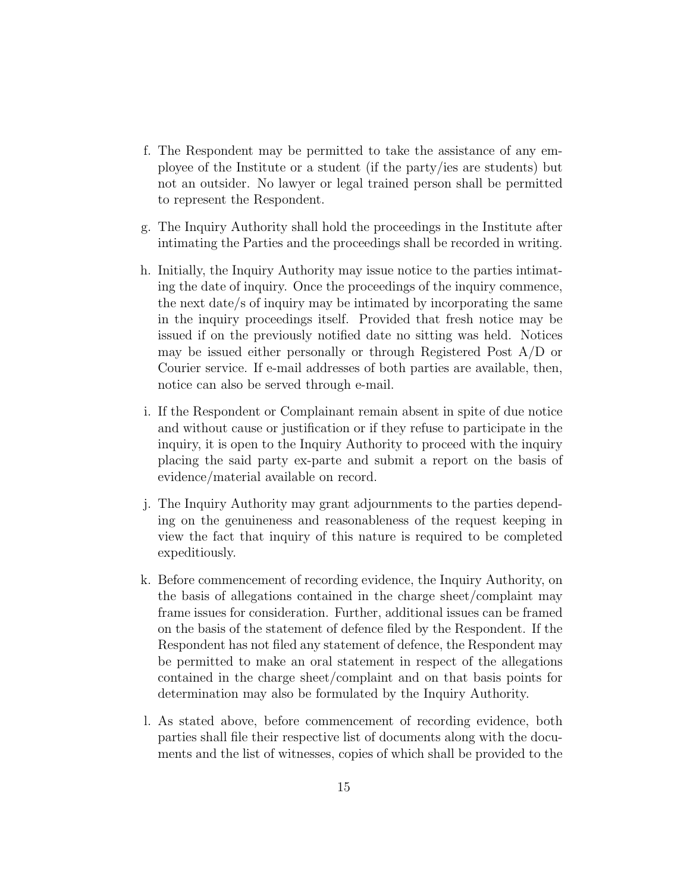f. The Respondent may be permitted to take the assistance of any employee of the Institute or a student (if the party/ies are students) but not an outsider. No lawyer or legal trained person shall be permitted to represent the Respondent.

g. The Inquiry Authority shall hold the proceedings in the Institute after intimating the Parties and the proceedings shall be recorded in writing.

h. Initially, the Inquiry Authority may issue notice to the parties intimating the date of inquiry. Once the proceedings of the inquiry commence, the next date/s of inquiry may be intimated by incorporating the same in the inquiry proceedings itself. Provided that fresh notice may be issued if on the previously notified date no sitting was held. Notices may be issued either personally or through Registered Post A/D or Courier service. If e-mail addresses of both parties are available, then, notice can also be served through e-mail.

i. If the Respondent or Complainant remain absent in spite of due notice and without cause or justification or if they refuse to participate in the inquiry, it is open to the Inquiry Authority to proceed with the inquiry placing the said party ex-parte and submit a report on the basis of evidence/material available on record.

j. The Inquiry Authority may grant adjournments to the parties depending on the genuineness and reasonableness of the request keeping in view the fact that inquiry of this nature is required to be completed expeditiously.

k. Before commencement of recording evidence, the Inquiry Authority, on the basis of allegations contained in the charge sheet/complaint may frame issues for consideration. Further, additional issues can be framed on the basis of the statement of defence filed by the Respondent. If the Respondent has not filed any statement of defence, the Respondent may be permitted to make an oral statement in respect of the allegations contained in the charge sheet/complaint and on that basis points for determination may also be formulated by the Inquiry Authority.

l. As stated above, before commencement of recording evidence, both parties shall file their respective list of documents along with the documents and the list of witnesses, copies of which shall be provided to the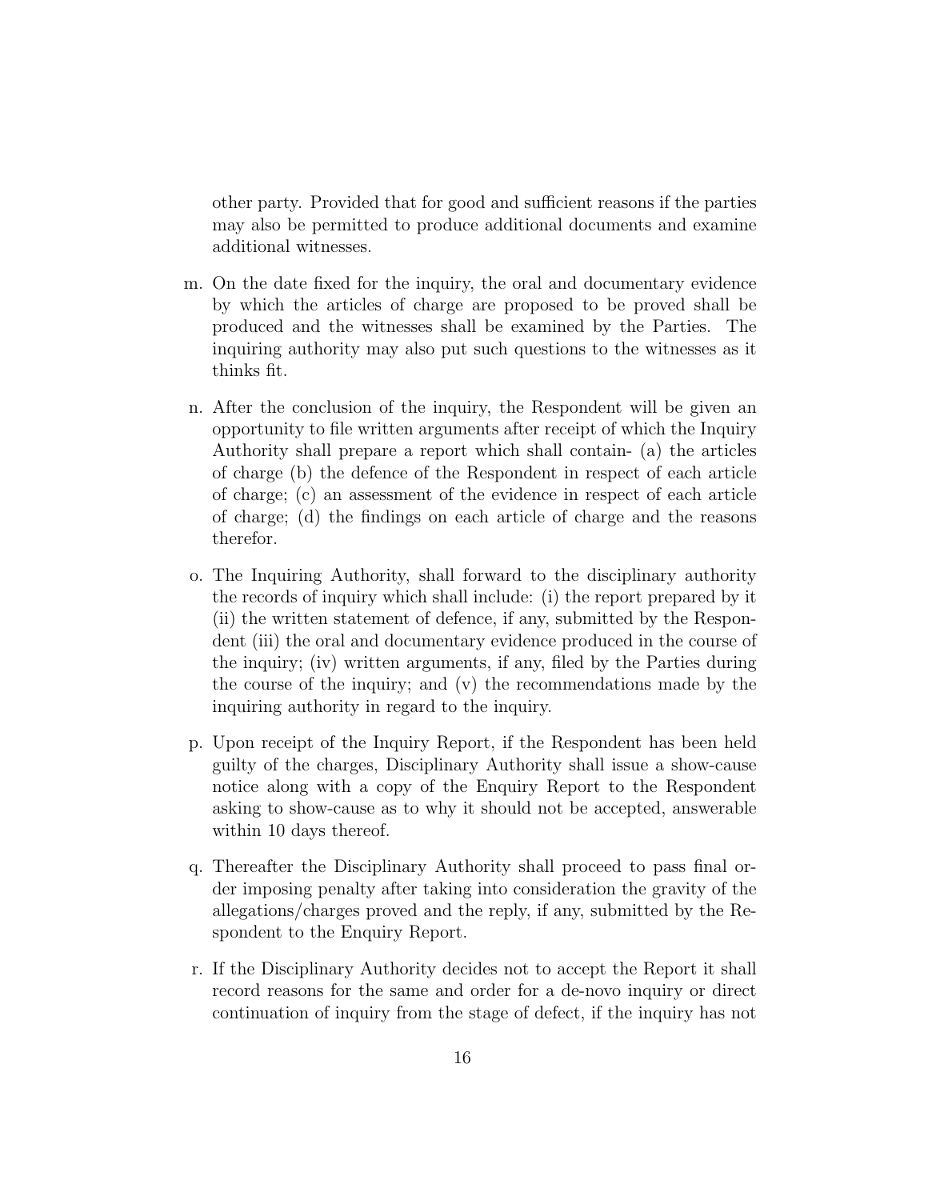other party. Provided that for good and sufficient reasons if the parties may also be permitted to produce additional documents and examine additional witnesses.

m. On the date fixed for the inquiry, the oral and documentary evidence by which the articles of charge are proposed to be proved shall be produced and the witnesses shall be examined by the Parties. The inquiring authority may also put such questions to the witnesses as it thinks fit.

n. After the conclusion of the inquiry, the Respondent will be given an opportunity to file written arguments after receipt of which the Inquiry Authority shall prepare a report which shall contain- (a) the articles of charge (b) the defence of the Respondent in respect of each article of charge; (c) an assessment of the evidence in respect of each article of charge; (d) the findings on each article of charge and the reasons therefor.

o. The Inquiring Authority, shall forward to the disciplinary authority the records of inquiry which shall include: (i) the report prepared by it (ii) the written statement of defence, if any, submitted by the Respondent (iii) the oral and documentary evidence produced in the course of the inquiry; (iv) written arguments, if any, filed by the Parties during the course of the inquiry; and (v) the recommendations made by the inquiring authority in regard to the inquiry.

p. Upon receipt of the Inquiry Report, if the Respondent has been held guilty of the charges, Disciplinary Authority shall issue a show-cause notice along with a copy of the Enquiry Report to the Respondent asking to show-cause as to why it should not be accepted, answerable within 10 days thereof.

q. Thereafter the Disciplinary Authority shall proceed to pass final order imposing penalty after taking into consideration the gravity of the allegations/charges proved and the reply, if any, submitted by the Respondent to the Enquiry Report.

r. If the Disciplinary Authority decides not to accept the Report it shall record reasons for the same and order for a de-novo inquiry or direct continuation of inquiry from the stage of defect, if the inquiry has not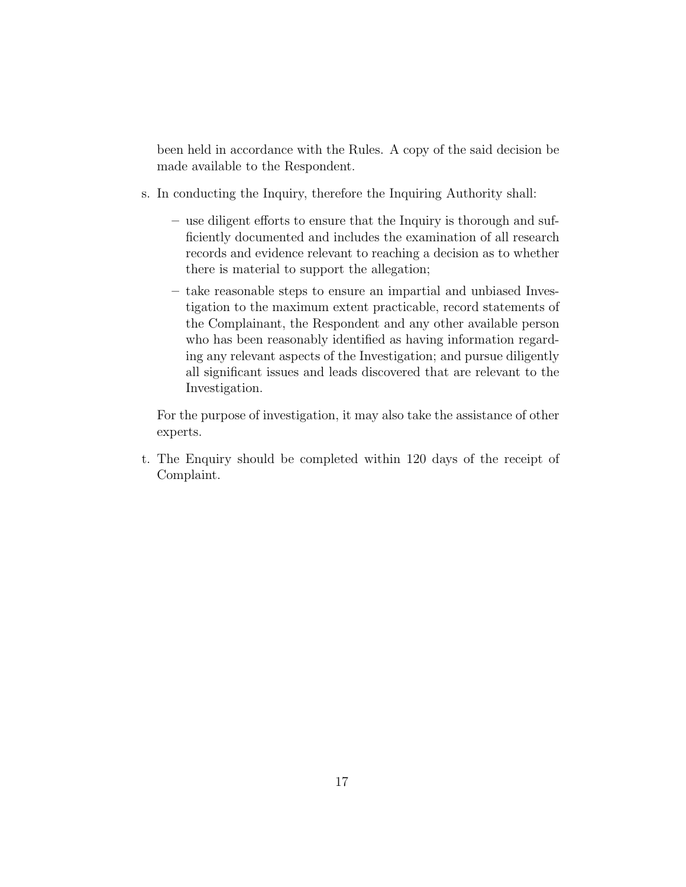been held in accordance with the Rules. A copy of the said decision be made available to the Respondent.

s. In conducting the Inquiry, therefore the Inquiring Authority shall:

   – use diligent efforts to ensure that the Inquiry is thorough and sufficiently documented and includes the examination of all research records and evidence relevant to reaching a decision as to whether there is material to support the allegation;

   – take reasonable steps to ensure an impartial and unbiased Investigation to the maximum extent practicable, record statements of the Complainant, the Respondent and any other available person who has been reasonably identified as having information regarding any relevant aspects of the Investigation; and pursue diligently all significant issues and leads discovered that are relevant to the Investigation.

   For the purpose of investigation, it may also take the assistance of other experts.

t. The Enquiry should be completed within 120 days of the receipt of Complaint.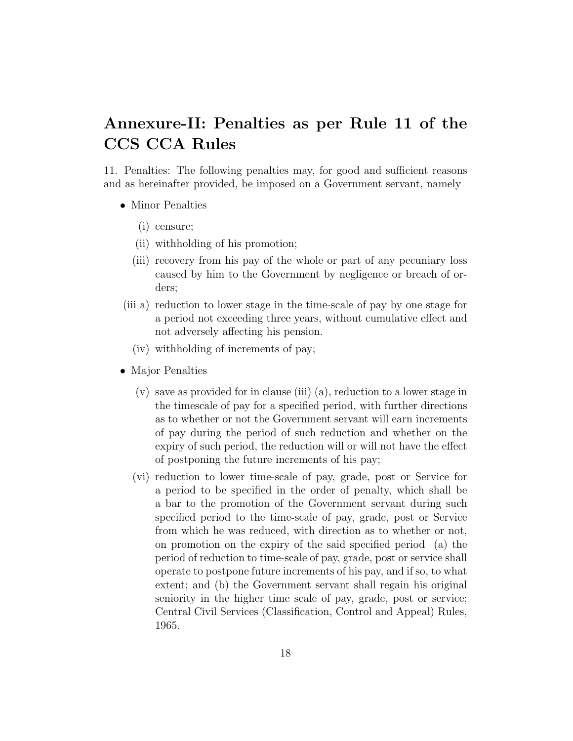# Annexure-II: Penalties as per Rule 11 of the CCS CCA Rules

11. Penalties: The following penalties may, for good and sufficient reasons and as hereinafter provided, be imposed on a Government servant, namely

- Minor Penalties
  - (i) censure;
  - (ii) withholding of his promotion;
  - (iii) recovery from his pay of the whole or part of any pecuniary loss caused by him to the Government by negligence or breach of orders;
  - (iii a) reduction to lower stage in the time-scale of pay by one stage for a period not exceeding three years, without cumulative effect and not adversely affecting his pension.
  - (iv) withholding of increments of pay;
- Major Penalties
  - (v) save as provided for in clause (iii) (a), reduction to a lower stage in the timescale of pay for a specified period, with further directions as to whether or not the Government servant will earn increments of pay during the period of such reduction and whether on the expiry of such period, the reduction will or will not have the effect of postponing the future increments of his pay;
  - (vi) reduction to lower time-scale of pay, grade, post or Service for a period to be specified in the order of penalty, which shall be a bar to the promotion of the Government servant during such specified period to the time-scale of pay, grade, post or Service from which he was reduced, with direction as to whether or not, on promotion on the expiry of the said specified period (a) the period of reduction to time-scale of pay, grade, post or service shall operate to postpone future increments of his pay, and if so, to what extent; and (b) the Government servant shall regain his original seniority in the higher time scale of pay, grade, post or service; Central Civil Services (Classification, Control and Appeal) Rules, 1965.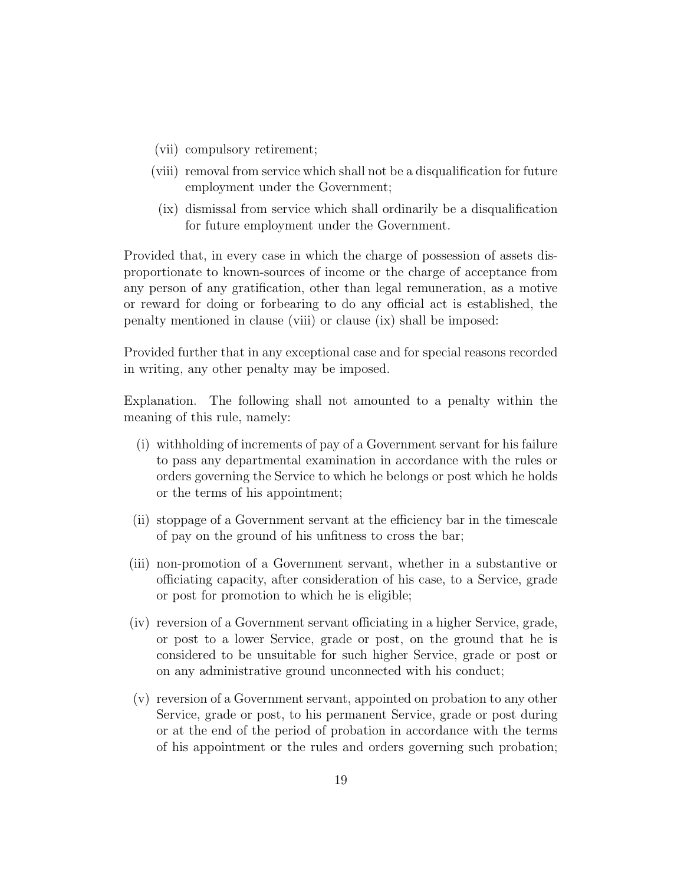(vii) compulsory retirement;

(viii) removal from service which shall not be a disqualification for future employment under the Government;

(ix) dismissal from service which shall ordinarily be a disqualification for future employment under the Government.

Provided that, in every case in which the charge of possession of assets disproportionate to known-sources of income or the charge of acceptance from any person of any gratification, other than legal remuneration, as a motive or reward for doing or forbearing to do any official act is established, the penalty mentioned in clause (viii) or clause (ix) shall be imposed:

Provided further that in any exceptional case and for special reasons recorded in writing, any other penalty may be imposed.

Explanation. The following shall not amounted to a penalty within the meaning of this rule, namely:

(i) withholding of increments of pay of a Government servant for his failure to pass any departmental examination in accordance with the rules or orders governing the Service to which he belongs or post which he holds or the terms of his appointment;

(ii) stoppage of a Government servant at the efficiency bar in the timescale of pay on the ground of his unfitness to cross the bar;

(iii) non-promotion of a Government servant, whether in a substantive or officiating capacity, after consideration of his case, to a Service, grade or post for promotion to which he is eligible;

(iv) reversion of a Government servant officiating in a higher Service, grade, or post to a lower Service, grade or post, on the ground that he is considered to be unsuitable for such higher Service, grade or post or on any administrative ground unconnected with his conduct;

(v) reversion of a Government servant, appointed on probation to any other Service, grade or post, to his permanent Service, grade or post during or at the end of the period of probation in accordance with the terms of his appointment or the rules and orders governing such probation;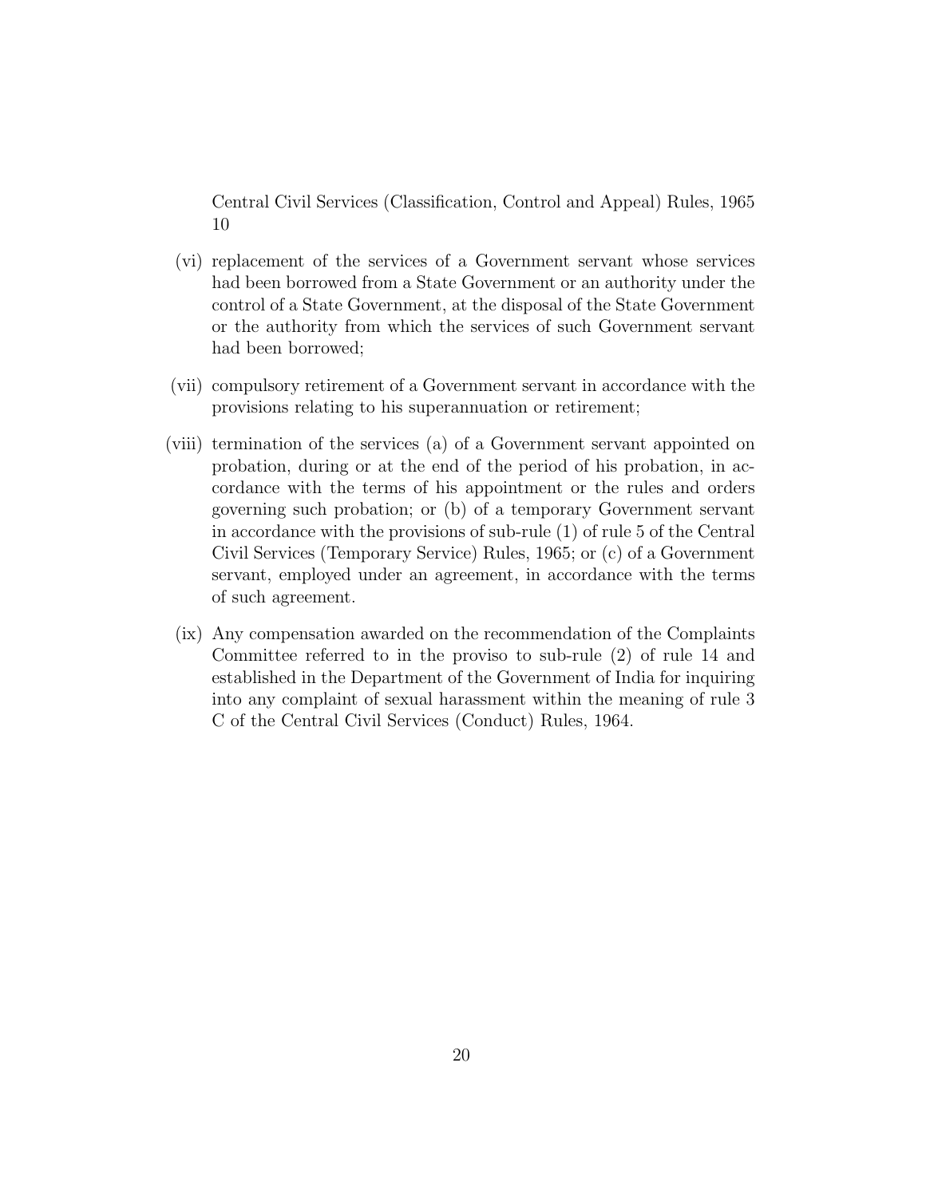(vi) replacement of the services of a Government servant whose services had been borrowed from a State Government or an authority under the control of a State Government, at the disposal of the State Government or the authority from which the services of such Government servant had been borrowed;

(vii) compulsory retirement of a Government servant in accordance with the provisions relating to his superannuation or retirement;

(viii) termination of the services (a) of a Government servant appointed on probation, during or at the end of the period of his probation, in accordance with the terms of his appointment or the rules and orders governing such probation; or (b) of a temporary Government servant in accordance with the provisions of sub-rule (1) of rule 5 of the Central Civil Services (Temporary Service) Rules, 1965; or (c) of a Government servant, employed under an agreement, in accordance with the terms of such agreement.

(ix) Any compensation awarded on the recommendation of the Complaints Committee referred to in the proviso to sub-rule (2) of rule 14 and established in the Department of the Government of India for inquiring into any complaint of sexual harassment within the meaning of rule 3 C of the Central Civil Services (Conduct) Rules, 1964.